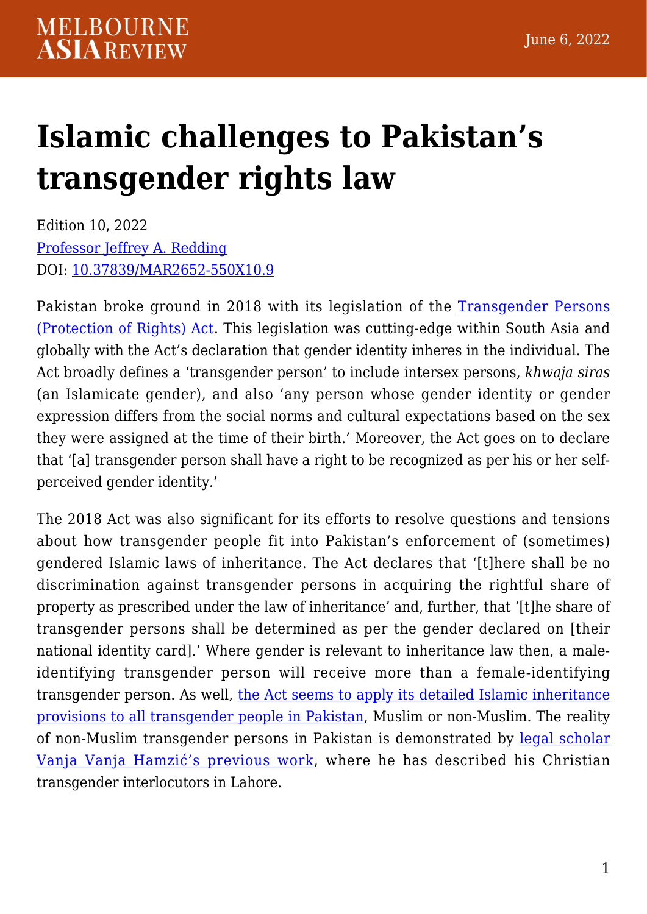# Islamic challenges to Pakistan's transgender rights law

Edition 10, 2022
Professor Jeffrey A. Redding
DOI: 10.37839/MAR2652-550X10.9

Pakistan broke ground in 2018 with its legislation of the Transgender Persons (Protection of Rights) Act. This legislation was cutting-edge within South Asia and globally with the Act's declaration that gender identity inheres in the individual. The Act broadly defines a 'transgender person' to include intersex persons, *khwaja siras* (an Islamicate gender), and also 'any person whose gender identity or gender expression differs from the social norms and cultural expectations based on the sex they were assigned at the time of their birth.' Moreover, the Act goes on to declare that '[a] transgender person shall have a right to be recognized as per his or her self-perceived gender identity.'

The 2018 Act was also significant for its efforts to resolve questions and tensions about how transgender people fit into Pakistan's enforcement of (sometimes) gendered Islamic laws of inheritance. The Act declares that '[t]here shall be no discrimination against transgender persons in acquiring the rightful share of property as prescribed under the law of inheritance' and, further, that '[t]he share of transgender persons shall be determined as per the gender declared on [their national identity card].' Where gender is relevant to inheritance law then, a male-identifying transgender person will receive more than a female-identifying transgender person. As well, the Act seems to apply its detailed Islamic inheritance provisions to all transgender people in Pakistan, Muslim or non-Muslim. The reality of non-Muslim transgender persons in Pakistan is demonstrated by legal scholar Vanja Vanja Hamzić's previous work, where he has described his Christian transgender interlocutors in Lahore.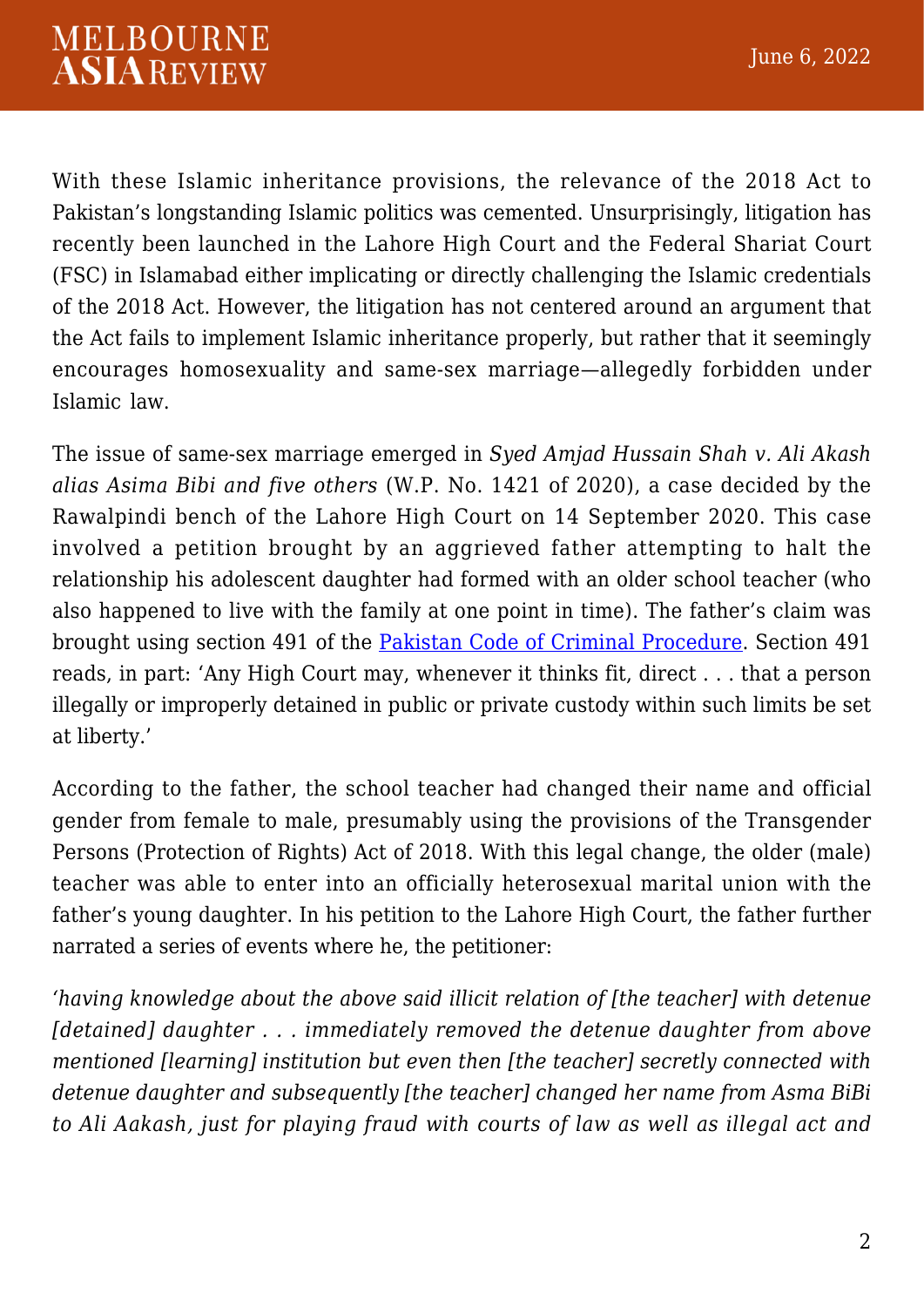With these Islamic inheritance provisions, the relevance of the 2018 Act to Pakistan's longstanding Islamic politics was cemented. Unsurprisingly, litigation has recently been launched in the Lahore High Court and the Federal Shariat Court (FSC) in Islamabad either implicating or directly challenging the Islamic credentials of the 2018 Act. However, the litigation has not centered around an argument that the Act fails to implement Islamic inheritance properly, but rather that it seemingly encourages homosexuality and same-sex marriage—allegedly forbidden under Islamic law.

The issue of same-sex marriage emerged in *Syed Amjad Hussain Shah v. Ali Akash alias Asima Bibi and five others* (W.P. No. 1421 of 2020), a case decided by the Rawalpindi bench of the Lahore High Court on 14 September 2020. This case involved a petition brought by an aggrieved father attempting to halt the relationship his adolescent daughter had formed with an older school teacher (who also happened to live with the family at one point in time). The father's claim was brought using section 491 of the [Pakistan Code of Criminal Procedure](). Section 491 reads, in part: 'Any High Court may, whenever it thinks fit, direct . . . that a person illegally or improperly detained in public or private custody within such limits be set at liberty.'

According to the father, the school teacher had changed their name and official gender from female to male, presumably using the provisions of the Transgender Persons (Protection of Rights) Act of 2018. With this legal change, the older (male) teacher was able to enter into an officially heterosexual marital union with the father's young daughter. In his petition to the Lahore High Court, the father further narrated a series of events where he, the petitioner:

*'having knowledge about the above said illicit relation of [the teacher] with detenue [detained] daughter . . . immediately removed the detenue daughter from above mentioned [learning] institution but even then [the teacher] secretly connected with detenue daughter and subsequently [the teacher] changed her name from Asma BiBi to Ali Aakash, just for playing fraud with courts of law as well as illegal act and*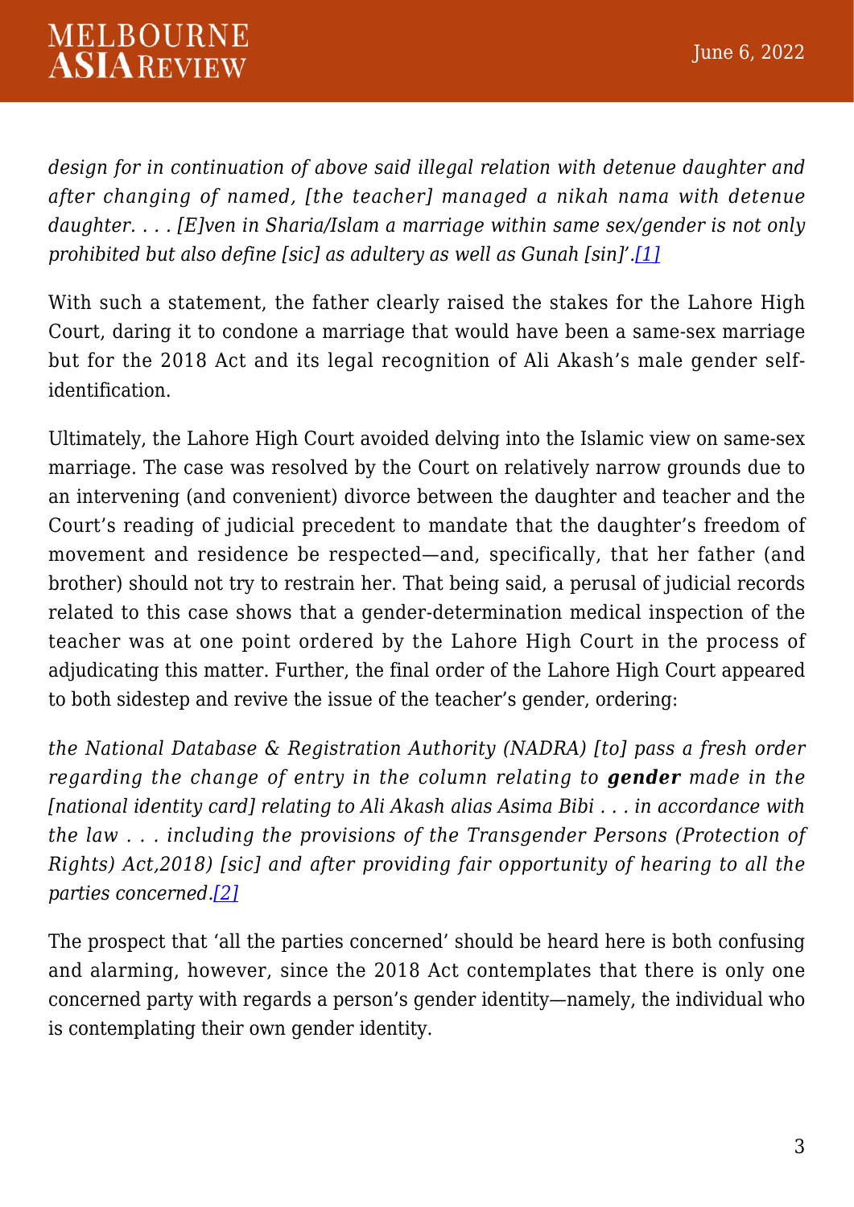*design for in continuation of above said illegal relation with detenue daughter and after changing of named, [the teacher] managed a nikah nama with detenue daughter. . . . [E]ven in Sharia/Islam a marriage within same sex/gender is not only prohibited but also define [sic] as adultery as well as Gunah [sin]'.*[1]

With such a statement, the father clearly raised the stakes for the Lahore High Court, daring it to condone a marriage that would have been a same-sex marriage but for the 2018 Act and its legal recognition of Ali Akash's male gender self-identification.

Ultimately, the Lahore High Court avoided delving into the Islamic view on same-sex marriage. The case was resolved by the Court on relatively narrow grounds due to an intervening (and convenient) divorce between the daughter and teacher and the Court's reading of judicial precedent to mandate that the daughter's freedom of movement and residence be respected—and, specifically, that her father (and brother) should not try to restrain her. That being said, a perusal of judicial records related to this case shows that a gender-determination medical inspection of the teacher was at one point ordered by the Lahore High Court in the process of adjudicating this matter. Further, the final order of the Lahore High Court appeared to both sidestep and revive the issue of the teacher's gender, ordering:

*the National Database & Registration Authority (NADRA) [to] pass a fresh order regarding the change of entry in the column relating to **gender** made in the [national identity card] relating to Ali Akash alias Asima Bibi . . . in accordance with the law . . . including the provisions of the Transgender Persons (Protection of Rights) Act,2018) [sic] and after providing fair opportunity of hearing to all the parties concerned.*[2]

The prospect that 'all the parties concerned' should be heard here is both confusing and alarming, however, since the 2018 Act contemplates that there is only one concerned party with regards a person's gender identity—namely, the individual who is contemplating their own gender identity.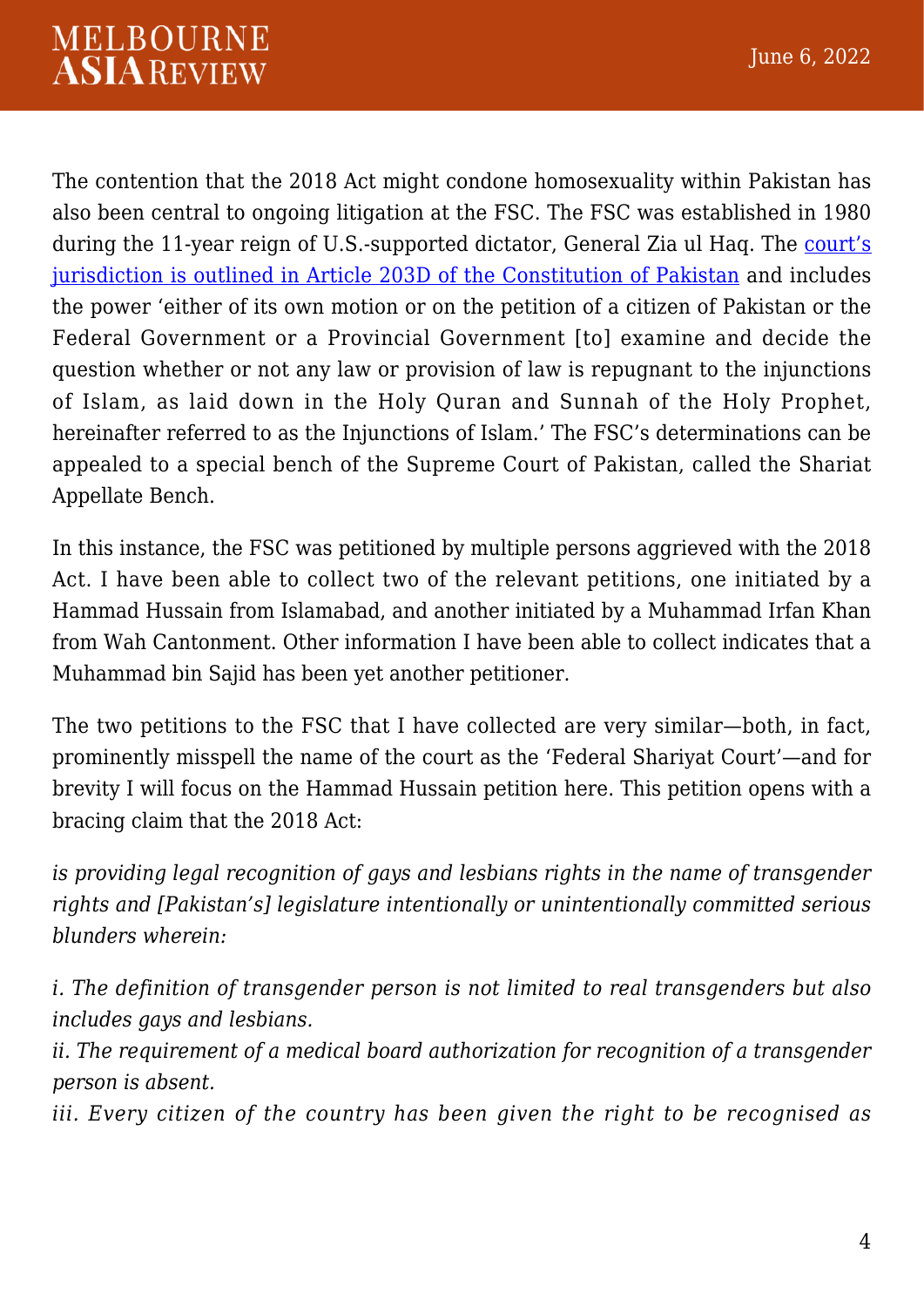The contention that the 2018 Act might condone homosexuality within Pakistan has also been central to ongoing litigation at the FSC. The FSC was established in 1980 during the 11-year reign of U.S.-supported dictator, General Zia ul Haq. The [court's jurisdiction is outlined in Article 203D of the Constitution of Pakistan](#) and includes the power 'either of its own motion or on the petition of a citizen of Pakistan or the Federal Government or a Provincial Government [to] examine and decide the question whether or not any law or provision of law is repugnant to the injunctions of Islam, as laid down in the Holy Quran and Sunnah of the Holy Prophet, hereinafter referred to as the Injunctions of Islam.' The FSC's determinations can be appealed to a special bench of the Supreme Court of Pakistan, called the Shariat Appellate Bench.

In this instance, the FSC was petitioned by multiple persons aggrieved with the 2018 Act. I have been able to collect two of the relevant petitions, one initiated by a Hammad Hussain from Islamabad, and another initiated by a Muhammad Irfan Khan from Wah Cantonment. Other information I have been able to collect indicates that a Muhammad bin Sajid has been yet another petitioner.

The two petitions to the FSC that I have collected are very similar—both, in fact, prominently misspell the name of the court as the 'Federal Shariyat Court'—and for brevity I will focus on the Hammad Hussain petition here. This petition opens with a bracing claim that the 2018 Act:

*is providing legal recognition of gays and lesbians rights in the name of transgender rights and [Pakistan's] legislature intentionally or unintentionally committed serious blunders wherein:*

*i. The definition of transgender person is not limited to real transgenders but also includes gays and lesbians.*
*ii. The requirement of a medical board authorization for recognition of a transgender person is absent.*
*iii. Every citizen of the country has been given the right to be recognised as*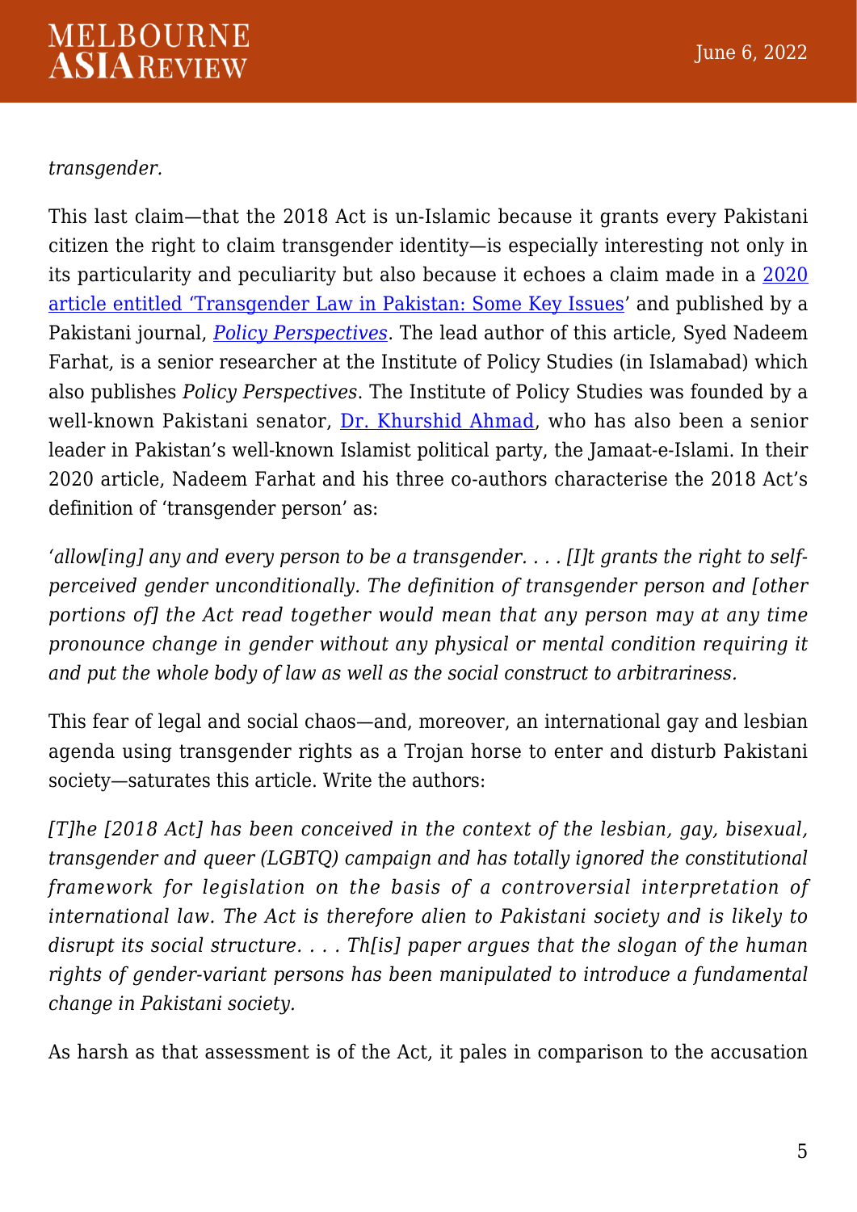*transgender.*

This last claim—that the 2018 Act is un-Islamic because it grants every Pakistani citizen the right to claim transgender identity—is especially interesting not only in its particularity and peculiarity but also because it echoes a claim made in a 2020 article entitled 'Transgender Law in Pakistan: Some Key Issues' and published by a Pakistani journal, *Policy Perspectives*. The lead author of this article, Syed Nadeem Farhat, is a senior researcher at the Institute of Policy Studies (in Islamabad) which also publishes *Policy Perspectives*. The Institute of Policy Studies was founded by a well-known Pakistani senator, Dr. Khurshid Ahmad, who has also been a senior leader in Pakistan's well-known Islamist political party, the Jamaat-e-Islami. In their 2020 article, Nadeem Farhat and his three co-authors characterise the 2018 Act's definition of 'transgender person' as:

*'allow[ing] any and every person to be a transgender. . . . [I]t grants the right to self-perceived gender unconditionally. The definition of transgender person and [other portions of] the Act read together would mean that any person may at any time pronounce change in gender without any physical or mental condition requiring it and put the whole body of law as well as the social construct to arbitrariness.*

This fear of legal and social chaos—and, moreover, an international gay and lesbian agenda using transgender rights as a Trojan horse to enter and disturb Pakistani society—saturates this article. Write the authors:

*[T]he [2018 Act] has been conceived in the context of the lesbian, gay, bisexual, transgender and queer (LGBTQ) campaign and has totally ignored the constitutional framework for legislation on the basis of a controversial interpretation of international law. The Act is therefore alien to Pakistani society and is likely to disrupt its social structure. . . . Th[is] paper argues that the slogan of the human rights of gender-variant persons has been manipulated to introduce a fundamental change in Pakistani society.*

As harsh as that assessment is of the Act, it pales in comparison to the accusation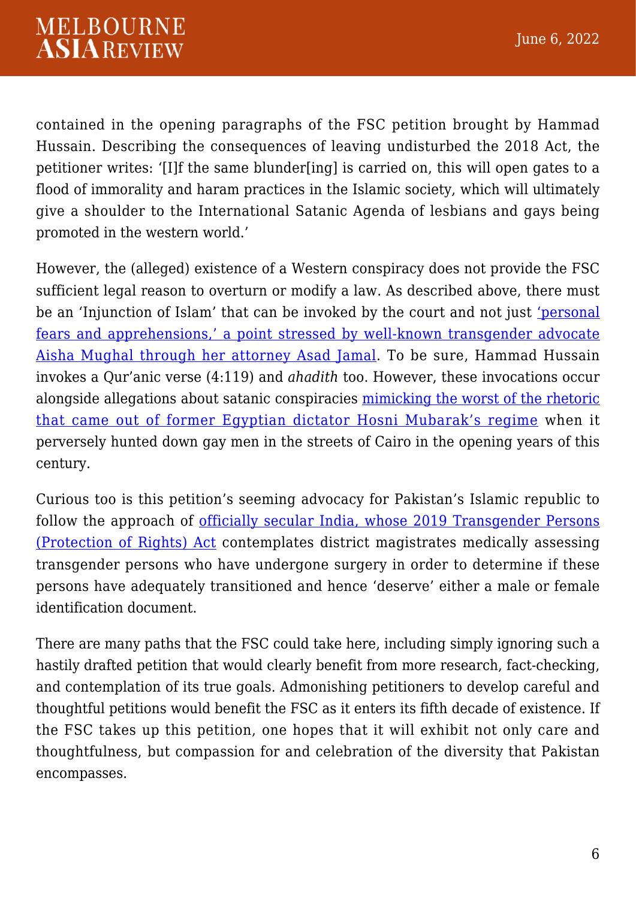contained in the opening paragraphs of the FSC petition brought by Hammad Hussain. Describing the consequences of leaving undisturbed the 2018 Act, the petitioner writes: '[I]f the same blunder[ing] is carried on, this will open gates to a flood of immorality and haram practices in the Islamic society, which will ultimately give a shoulder to the International Satanic Agenda of lesbians and gays being promoted in the western world.'

However, the (alleged) existence of a Western conspiracy does not provide the FSC sufficient legal reason to overturn or modify a law. As described above, there must be an 'Injunction of Islam' that can be invoked by the court and not just 'personal fears and apprehensions,' a point stressed by well-known transgender advocate Aisha Mughal through her attorney Asad Jamal. To be sure, Hammad Hussain invokes a Qur'anic verse (4:119) and *ahadith* too. However, these invocations occur alongside allegations about satanic conspiracies mimicking the worst of the rhetoric that came out of former Egyptian dictator Hosni Mubarak's regime when it perversely hunted down gay men in the streets of Cairo in the opening years of this century.

Curious too is this petition's seeming advocacy for Pakistan's Islamic republic to follow the approach of officially secular India, whose 2019 Transgender Persons (Protection of Rights) Act contemplates district magistrates medically assessing transgender persons who have undergone surgery in order to determine if these persons have adequately transitioned and hence 'deserve' either a male or female identification document.

There are many paths that the FSC could take here, including simply ignoring such a hastily drafted petition that would clearly benefit from more research, fact-checking, and contemplation of its true goals. Admonishing petitioners to develop careful and thoughtful petitions would benefit the FSC as it enters its fifth decade of existence. If the FSC takes up this petition, one hopes that it will exhibit not only care and thoughtfulness, but compassion for and celebration of the diversity that Pakistan encompasses.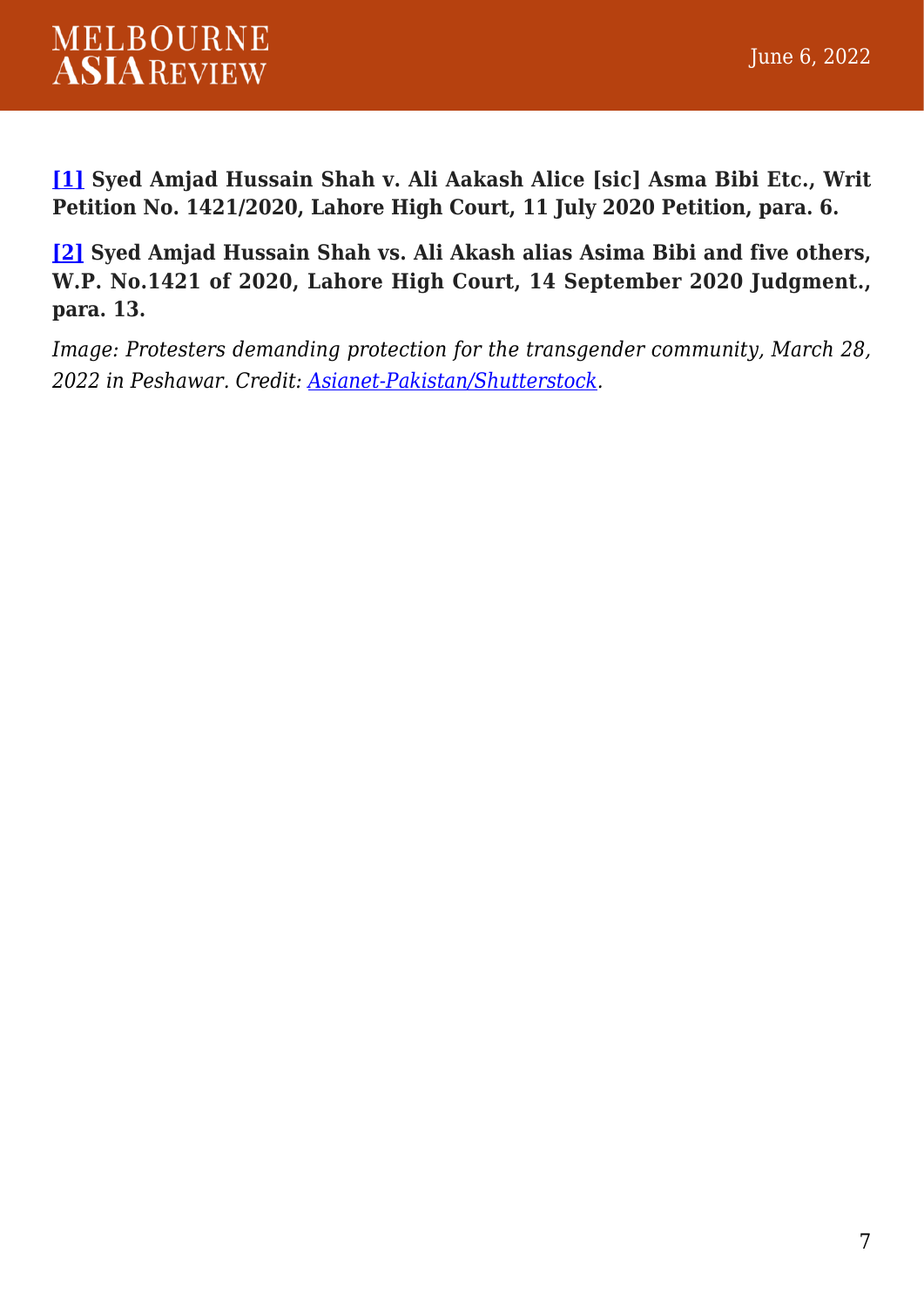**[1] Syed Amjad Hussain Shah v. Ali Aakash Alice [sic] Asma Bibi Etc., Writ Petition No. 1421/2020, Lahore High Court, 11 July 2020 Petition, para. 6.**

**[2] Syed Amjad Hussain Shah vs. Ali Akash alias Asima Bibi and five others, W.P. No.1421 of 2020, Lahore High Court, 14 September 2020 Judgment., para. 13.**

*Image: Protesters demanding protection for the transgender community, March 28, 2022 in Peshawar. Credit: Asianet-Pakistan/Shutterstock.*